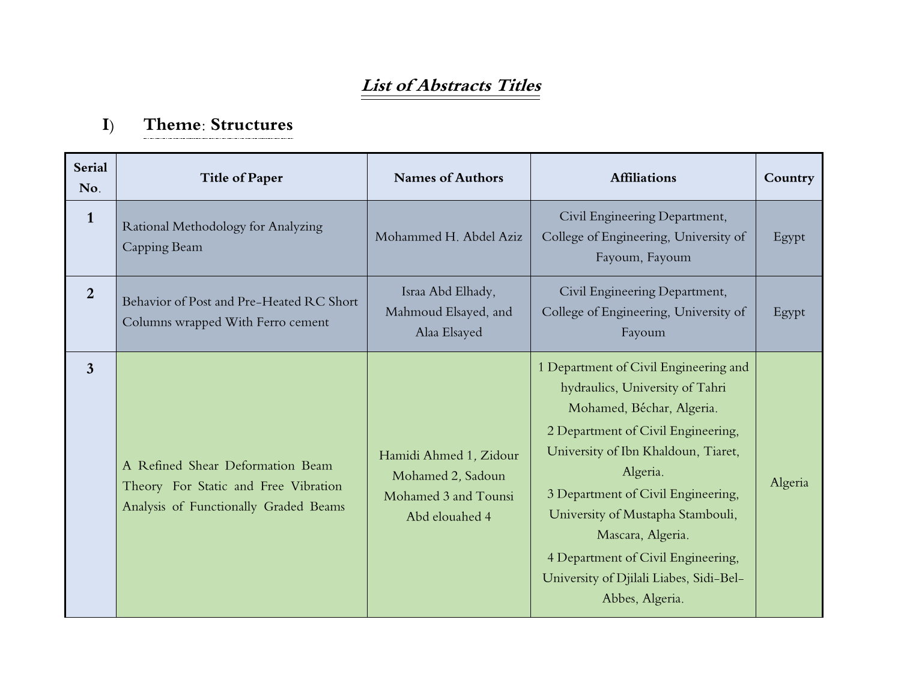# *List of Abstracts Titles*

## I) Theme: Structures

| Serial No. | Title of Paper | Names of Authors | Affiliations | Country |
|---|---|---|---|---|
| 1 | Rational Methodology for Analyzing Capping Beam | Mohammed H. Abdel Aziz | Civil Engineering Department, College of Engineering, University of Fayoum, Fayoum | Egypt |
| 2 | Behavior of Post and Pre-Heated RC Short Columns wrapped With Ferro cement | Israa Abd Elhady, Mahmoud Elsayed, and Alaa Elsayed | Civil Engineering Department, College of Engineering, University of Fayoum | Egypt |
| 3 | A Refined Shear Deformation Beam Theory For Static and Free Vibration Analysis of Functionally Graded Beams | Hamidi Ahmed 1, Zidour Mohamed 2, Sadoun Mohamed 3 and Tounsi Abd elouahed 4 | 1 Department of Civil Engineering and hydraulics, University of Tahri Mohamed, Béchar, Algeria. 2 Department of Civil Engineering, University of Ibn Khaldoun, Tiaret, Algeria. 3 Department of Civil Engineering, University of Mustapha Stambouli, Mascara, Algeria. 4 Department of Civil Engineering, University of Djilali Liabes, Sidi-Bel-Abbes, Algeria. | Algeria |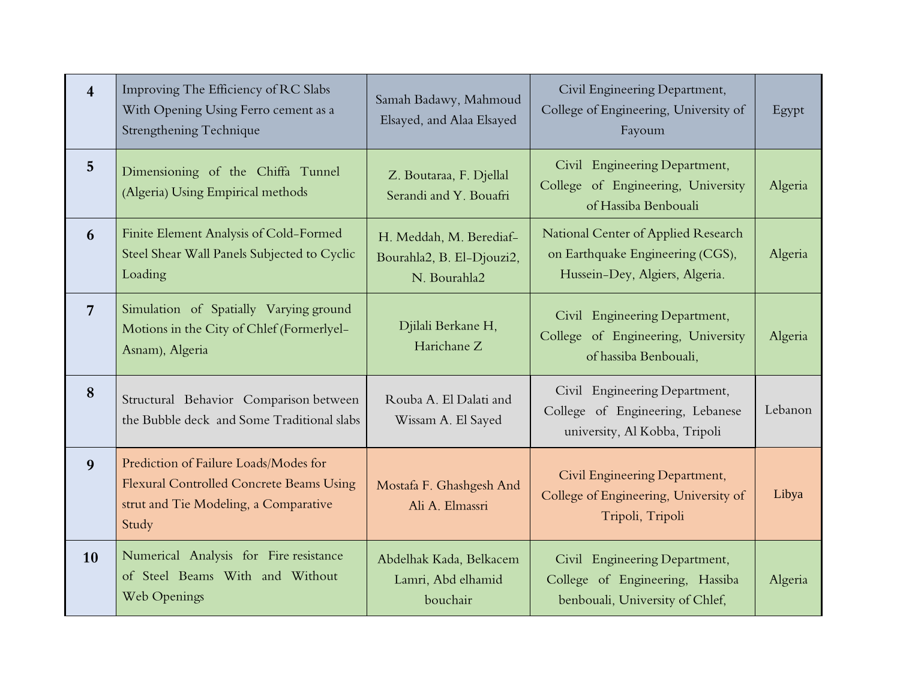| | | | | |
|---|---|---|---|---|
| **4** | Improving The Efficiency of RC Slabs With Opening Using Ferro cement as a Strengthening Technique | Samah Badawy, Mahmoud Elsayed, and Alaa Elsayed | Civil Engineering Department, College of Engineering, University of Fayoum | Egypt |
| **5** | Dimensioning of the Chiffa Tunnel (Algeria) Using Empirical methods | Z. Boutaraa, F. Djellal Serandi and Y. Bouafri | Civil Engineering Department, College of Engineering, University of Hassiba Benbouali | Algeria |
| **6** | Finite Element Analysis of Cold-Formed Steel Shear Wall Panels Subjected to Cyclic Loading | H. Meddah, M. Berediaf-Bourahla2, B. El-Djouzi2, N. Bourahla2 | National Center of Applied Research on Earthquake Engineering (CGS), Hussein-Dey, Algiers, Algeria. | Algeria |
| **7** | Simulation of Spatially Varying ground Motions in the City of Chlef (Formerlyel-Asnam), Algeria | Djilali Berkane H, Harichane Z | Civil Engineering Department, College of Engineering, University of hassiba Benbouali, | Algeria |
| **8** | Structural Behavior Comparison between the Bubble deck and Some Traditional slabs | Rouba A. El Dalati and Wissam A. El Sayed | Civil Engineering Department, College of Engineering, Lebanese university, Al Kobba, Tripoli | Lebanon |
| **9** | Prediction of Failure Loads/Modes for Flexural Controlled Concrete Beams Using strut and Tie Modeling, a Comparative Study | Mostafa F. Ghashgesh And Ali A. Elmassri | Civil Engineering Department, College of Engineering, University of Tripoli, Tripoli | Libya |
| **10** | Numerical Analysis for Fire resistance of Steel Beams With and Without Web Openings | Abdelhak Kada, Belkacem Lamri, Abd elhamid bouchair | Civil Engineering Department, College of Engineering, Hassiba benbouali, University of Chlef, | Algeria |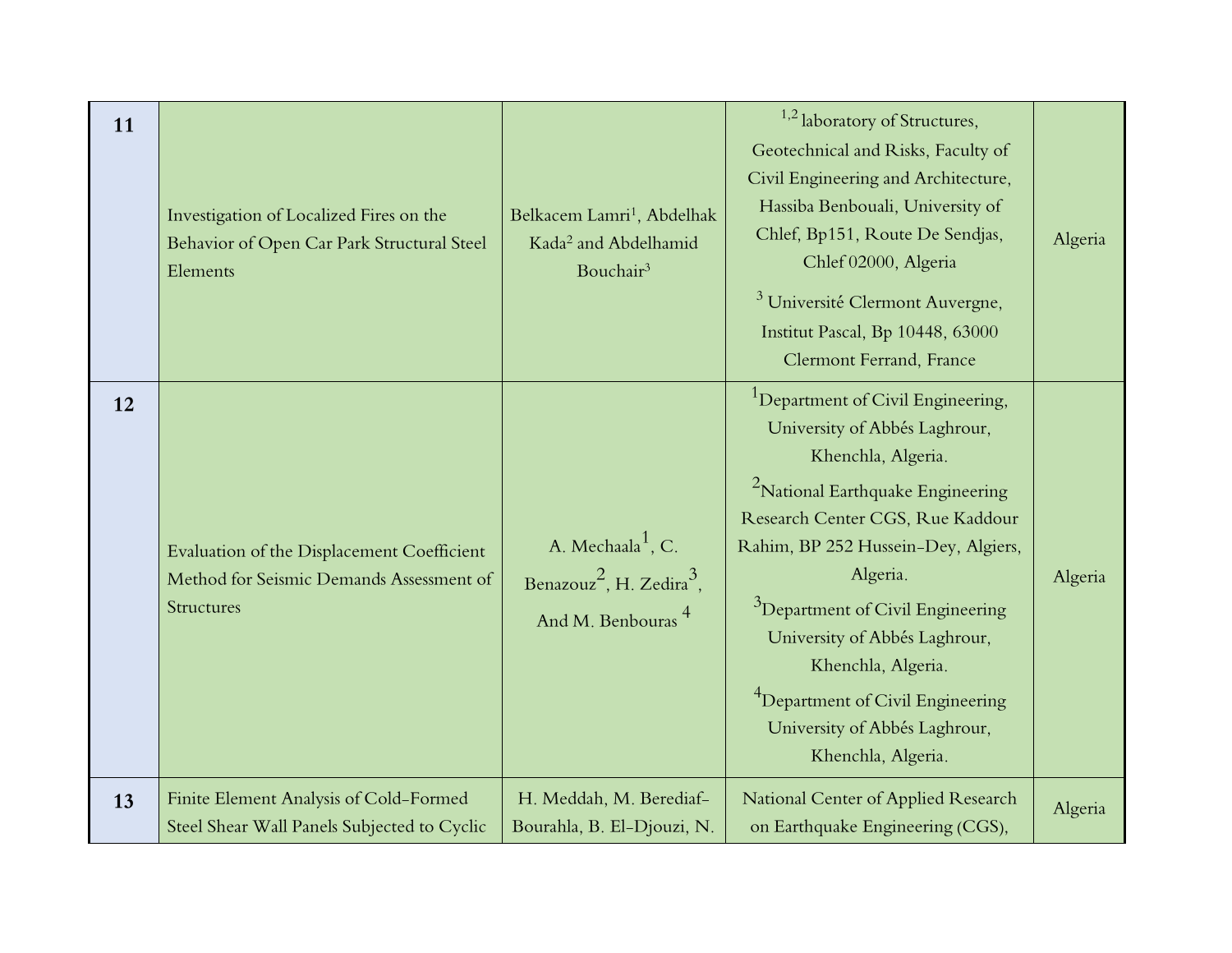| | | | | |
|---|---|---|---|---|
| **11** | Investigation of Localized Fires on the Behavior of Open Car Park Structural Steel Elements | Belkacem Lamri[1], Abdelhak Kada[2] and Abdelhamid Bouchair[3] | [1,2] laboratory of Structures, Geotechnical and Risks, Faculty of Civil Engineering and Architecture, Hassiba Benbouali, University of Chlef, Bp151, Route De Sendjas, Chlef 02000, Algeria<br>[3] Université Clermont Auvergne, Institut Pascal, Bp 10448, 63000 Clermont Ferrand, France | Algeria |
| **12** | Evaluation of the Displacement Coefficient Method for Seismic Demands Assessment of Structures | A. Mechaala[1], C. Benazouz[2], H. Zedira[3], And M. Benbouras [4] | [1]Department of Civil Engineering, University of Abbés Laghrour, Khenchla, Algeria.<br>[2]National Earthquake Engineering Research Center CGS, Rue Kaddour Rahim, BP 252 Hussein-Dey, Algiers, Algeria.<br>[3]Department of Civil Engineering University of Abbés Laghrour, Khenchla, Algeria.<br>[4]Department of Civil Engineering University of Abbés Laghrour, Khenchla, Algeria. | Algeria |
| **13** | Finite Element Analysis of Cold-Formed Steel Shear Wall Panels Subjected to Cyclic | H. Meddah, M. Berediaf-Bourahla, B. El-Djouzi, N. | National Center of Applied Research on Earthquake Engineering (CGS), | Algeria |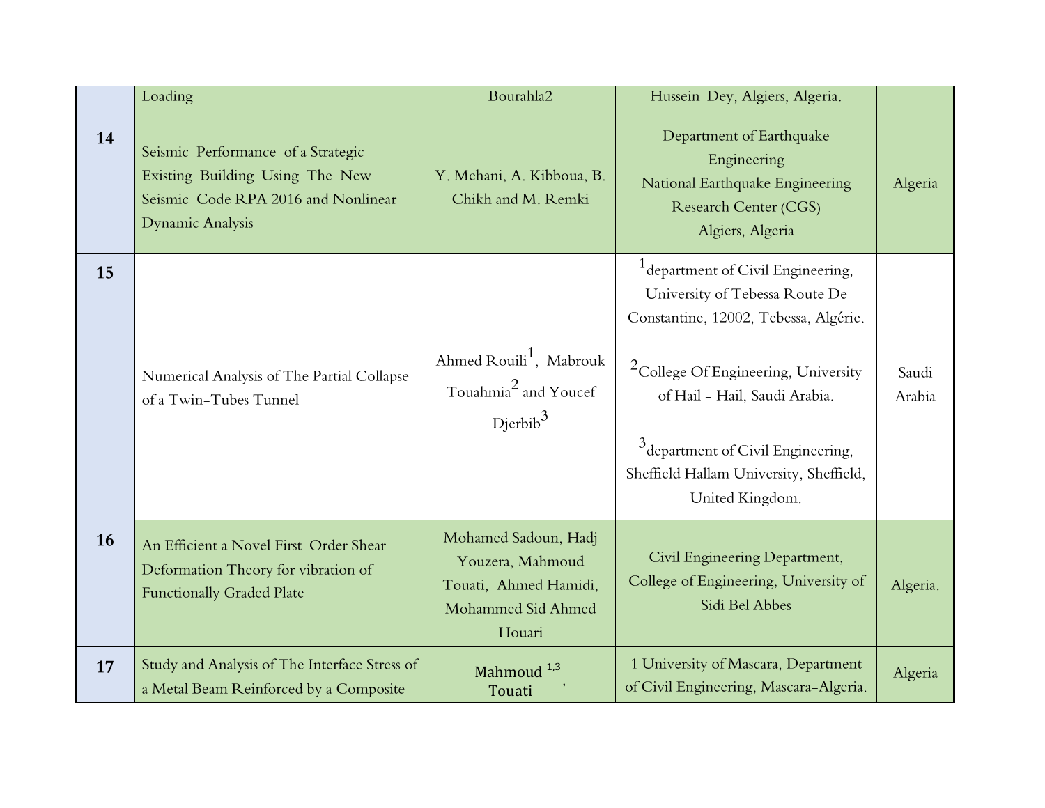|  | Loading | Bourahla2 | Hussein-Dey, Algiers, Algeria. |  |
|---|---|---|---|---|
| **14** | Seismic Performance of a Strategic Existing Building Using The New Seismic Code RPA 2016 and Nonlinear Dynamic Analysis | Y. Mehani, A. Kibboua, B. Chikh and M. Remki | Department of Earthquake Engineering National Earthquake Engineering Research Center (CGS) Algiers, Algeria | Algeria |
| **15** | Numerical Analysis of The Partial Collapse of a Twin-Tubes Tunnel | Ahmed Rouili[1], Mabrouk Touahmia[2] and Youcef Djerbib[3] | [1]department of Civil Engineering, University of Tebessa Route De Constantine, 12002, Tebessa, Algérie.<br><br>[2]College Of Engineering, University of Hail - Hail, Saudi Arabia.<br><br>[3]department of Civil Engineering, Sheffield Hallam University, Sheffield, United Kingdom. | Saudi Arabia |
| **16** | An Efficient a Novel First-Order Shear Deformation Theory for vibration of Functionally Graded Plate | Mohamed Sadoun, Hadj Youzera, Mahmoud Touati, Ahmed Hamidi, Mohammed Sid Ahmed Houari | Civil Engineering Department, College of Engineering, University of Sidi Bel Abbes | Algeria. |
| **17** | Study and Analysis of The Interface Stress of a Metal Beam Reinforced by a Composite | Mahmoud Touati[1,3], | 1 University of Mascara, Department of Civil Engineering, Mascara-Algeria. | Algeria |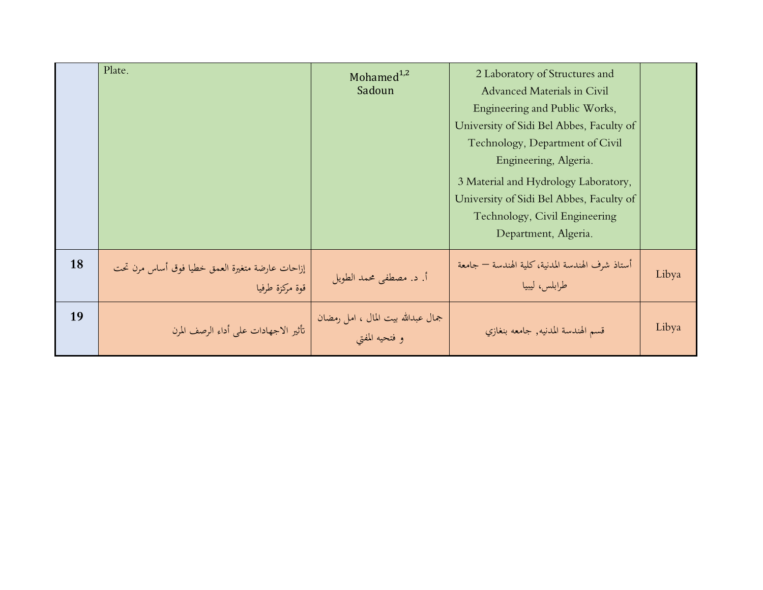| | | | | |
|---|---|---|---|---|
| | Plate. | Mohamed[1,2] Sadoun | 2 Laboratory of Structures and Advanced Materials in Civil Engineering and Public Works, University of Sidi Bel Abbes, Faculty of Technology, Department of Civil Engineering, Algeria.<br>3 Material and Hydrology Laboratory, University of Sidi Bel Abbes, Faculty of Technology, Civil Engineering Department, Algeria. | |
| **18** | إزاحات عارضة متغيرة العمق خطيا فوق أساس مرن تحت قوة مركزة طرفيا | أ. د. مصطفى محمد الطويل | أستاذ شرف الهندسة المدنية، كلية الهندسة – جامعة طرابلس، ليبيا | Libya |
| **19** | تأثير الاجهادات على أداء الرصف المرن | جمال عبدالله بيت المال ، امل رمضان و فتحيه المفتي | قسم الهندسة المدنيه, جامعه بنغازي | Libya |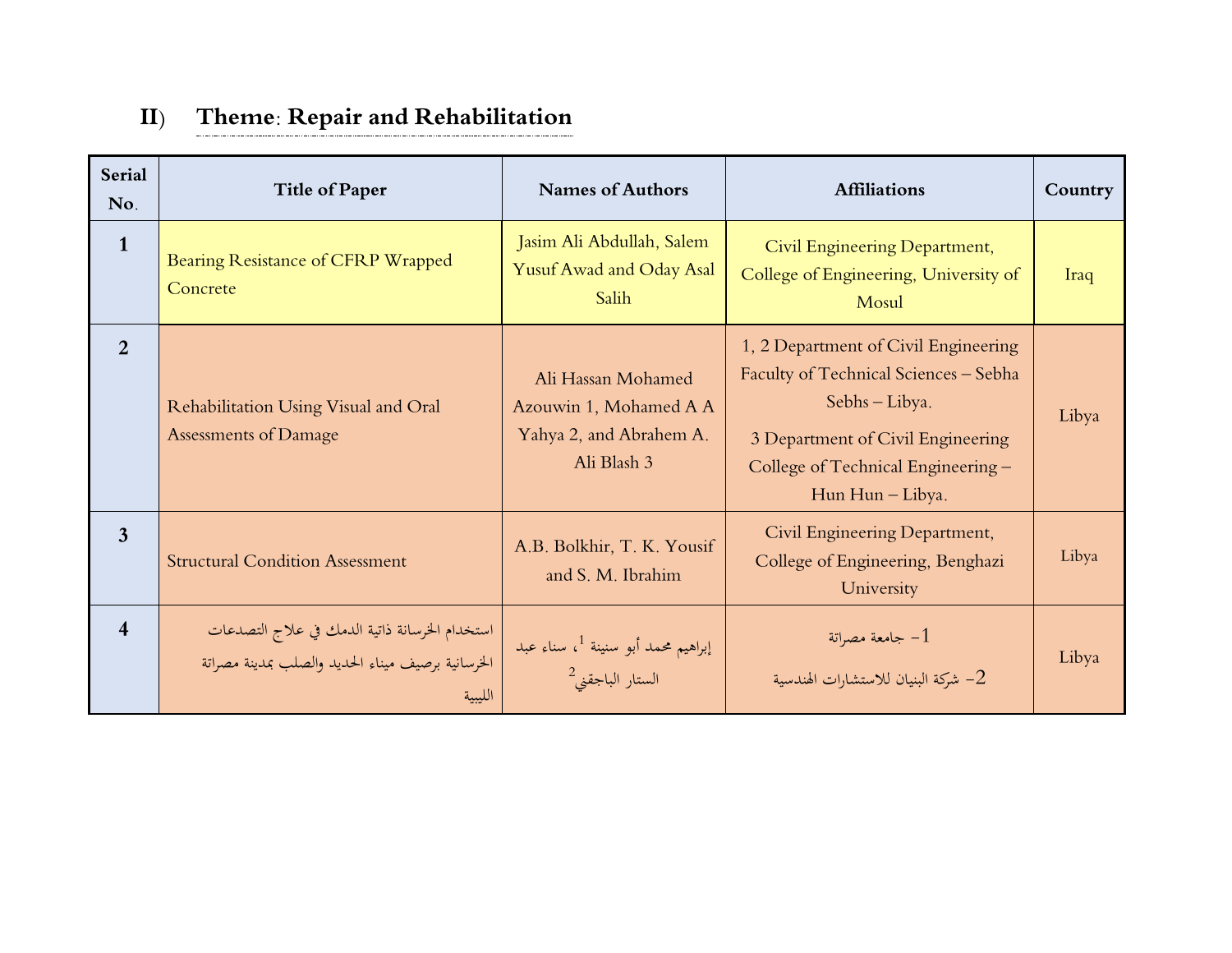## II) Theme: Repair and Rehabilitation

| Serial No. | Title of Paper | Names of Authors | Affiliations | Country |
|---|---|---|---|---|
| 1 | Bearing Resistance of CFRP Wrapped Concrete | Jasim Ali Abdullah, Salem Yusuf Awad and Oday Asal Salih | Civil Engineering Department, College of Engineering, University of Mosul | Iraq |
| 2 | Rehabilitation Using Visual and Oral Assessments of Damage | Ali Hassan Mohamed Azouwin 1, Mohamed A A Yahya 2, and Abrahem A. Ali Blash 3 | 1, 2 Department of Civil Engineering Faculty of Technical Sciences – Sebha Sebhs – Libya. 3 Department of Civil Engineering College of Technical Engineering – Hun Hun – Libya. | Libya |
| 3 | Structural Condition Assessment | A.B. Bolkhir, T. K. Yousif and S. M. Ibrahim | Civil Engineering Department, College of Engineering, Benghazi University | Libya |
| 4 | استخدام الخرسانة ذاتية الدمك في علاج التصدعات الخرسانية برصيف ميناء الحديد والصلب بمدينة مصراتة الليبية | إبراهيم محمد أبو سنينة [1]، سناء عبد الستار الباجقني [2] | 1- جامعة مصراتة 2- شركة البنيان للاستشارات الهندسية | Libya |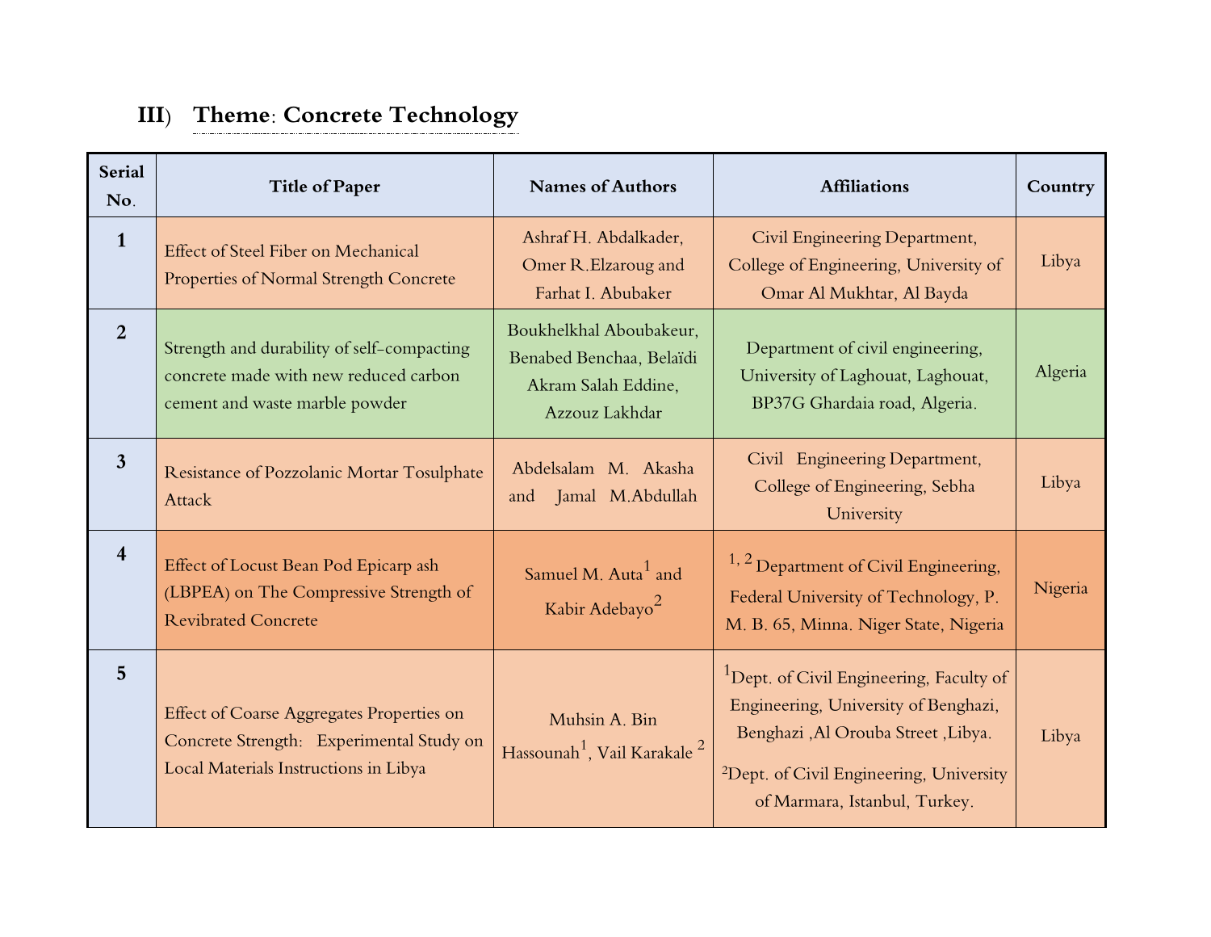## III) Theme: Concrete Technology

| Serial No. | Title of Paper | Names of Authors | Affiliations | Country |
|---|---|---|---|---|
| 1 | Effect of Steel Fiber on Mechanical Properties of Normal Strength Concrete | Ashraf H. Abdalkader, Omer R.Elzaroug and Farhat I. Abubaker | Civil Engineering Department, College of Engineering, University of Omar Al Mukhtar, Al Bayda | Libya |
| 2 | Strength and durability of self-compacting concrete made with new reduced carbon cement and waste marble powder | Boukhelkhal Aboubakeur, Benabed Benchaa, Belaïdi Akram Salah Eddine, Azzouz Lakhdar | Department of civil engineering, University of Laghouat, Laghouat, BP37G Ghardaia road, Algeria. | Algeria |
| 3 | Resistance of Pozzolanic Mortar Tosulphate Attack | Abdelsalam M. Akasha and Jamal M.Abdullah | Civil Engineering Department, College of Engineering, Sebha University | Libya |
| 4 | Effect of Locust Bean Pod Epicarp ash (LBPEA) on The Compressive Strength of Revibrated Concrete | Samuel M. Auta[1] and Kabir Adebayo[2] | [1, 2] Department of Civil Engineering, Federal University of Technology, P. M. B. 65, Minna. Niger State, Nigeria | Nigeria |
| 5 | Effect of Coarse Aggregates Properties on Concrete Strength: Experimental Study on Local Materials Instructions in Libya | Muhsin A. Bin Hassounah[1], Vail Karakale [2] | [1]Dept. of Civil Engineering, Faculty of Engineering, University of Benghazi, Benghazi ,Al Orouba Street ,Libya. [2]Dept. of Civil Engineering, University of Marmara, Istanbul, Turkey. | Libya |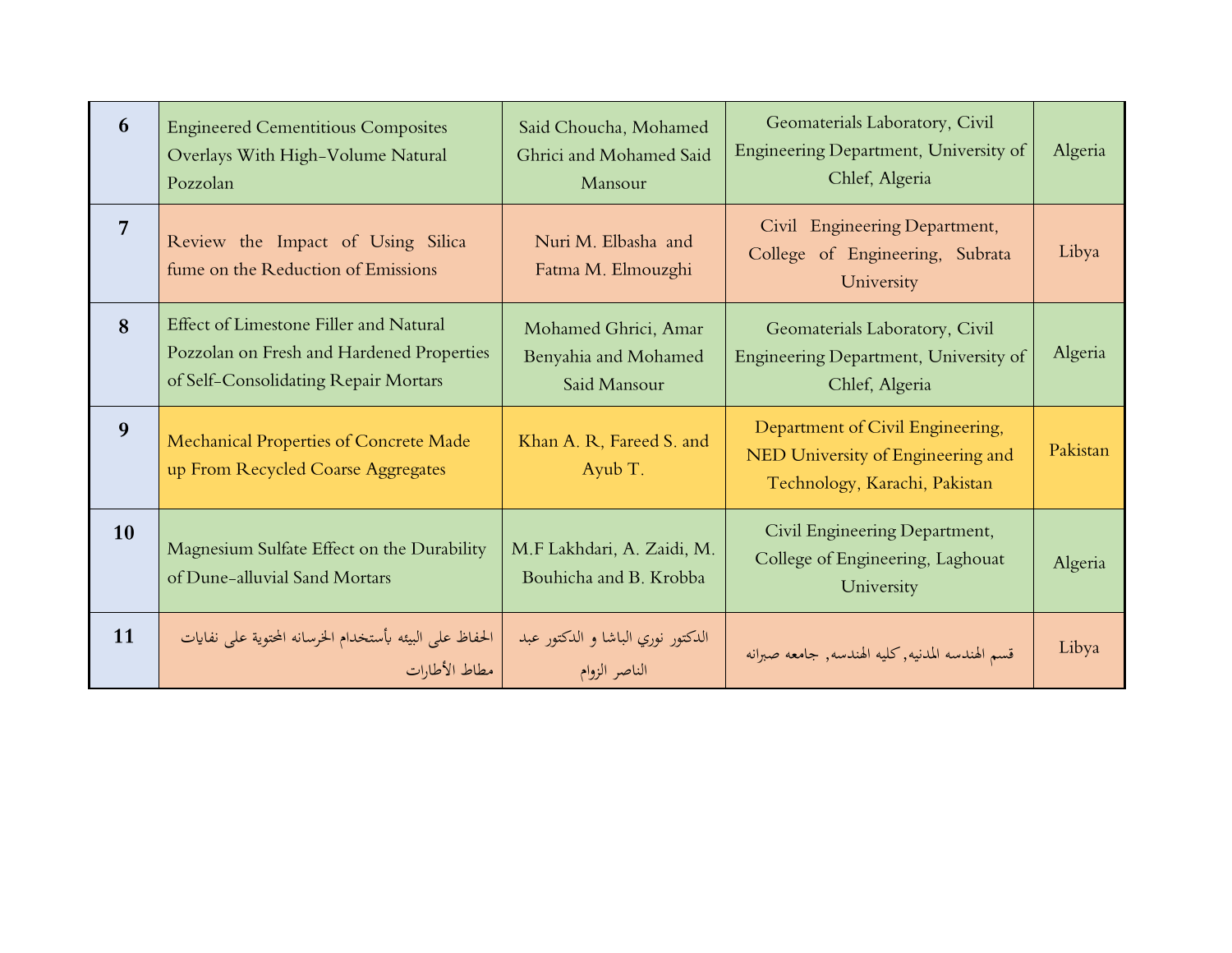| 6 | Engineered Cementitious Composites Overlays With High-Volume Natural Pozzolan | Said Choucha, Mohamed Ghrici and Mohamed Said Mansour | Geomaterials Laboratory, Civil Engineering Department, University of Chlef, Algeria | Algeria |
|---|---|---|---|---|
| 7 | Review the Impact of Using Silica fume on the Reduction of Emissions | Nuri M. Elbasha and Fatma M. Elmouzghi | Civil Engineering Department, College of Engineering, Subrata University | Libya |
| 8 | Effect of Limestone Filler and Natural Pozzolan on Fresh and Hardened Properties of Self-Consolidating Repair Mortars | Mohamed Ghrici, Amar Benyahia and Mohamed Said Mansour | Geomaterials Laboratory, Civil Engineering Department, University of Chlef, Algeria | Algeria |
| 9 | Mechanical Properties of Concrete Made up From Recycled Coarse Aggregates | Khan A. R, Fareed S. and Ayub T. | Department of Civil Engineering, NED University of Engineering and Technology, Karachi, Pakistan | Pakistan |
| 10 | Magnesium Sulfate Effect on the Durability of Dune-alluvial Sand Mortars | M.F Lakhdari, A. Zaidi, M. Bouhicha and B. Krobba | Civil Engineering Department, College of Engineering, Laghouat University | Algeria |
| 11 | الحفاظ على البيئه بأستخدام الخرسانه المحتوية على نفايات مطاط الأطارات | الدكتور نوري الباشا و الدكتور عبد الناصر الزوام | قسم الهندسه المدنيه, كليه الهندسه, جامعه صبراته | Libya |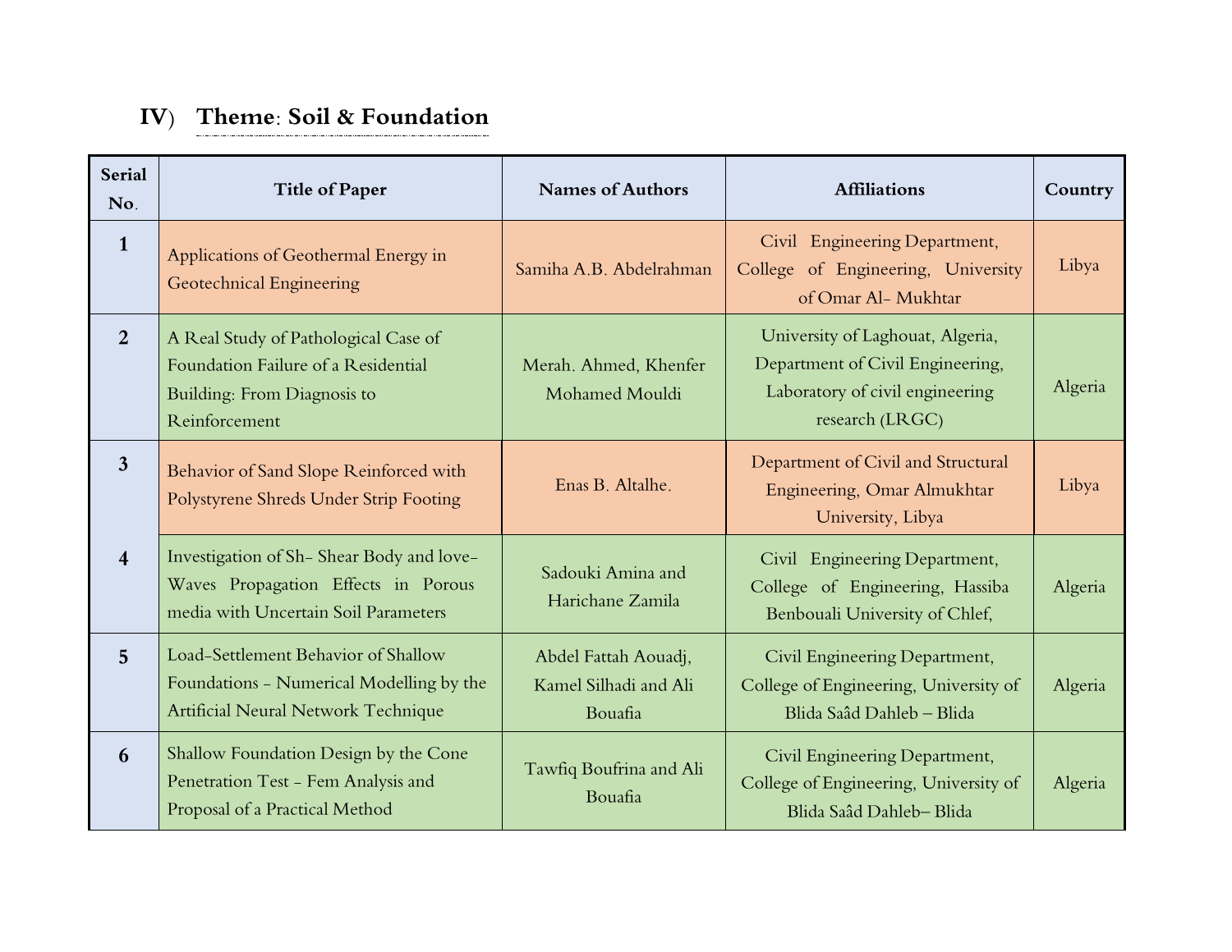## IV) **Theme**: **Soil & Foundation**

| Serial No. | Title of Paper | Names of Authors | Affiliations | Country |
|---|---|---|---|---|
| 1 | Applications of Geothermal Energy in Geotechnical Engineering | Samiha A.B. Abdelrahman | Civil Engineering Department, College of Engineering, University of Omar Al- Mukhtar | Libya |
| 2 | A Real Study of Pathological Case of Foundation Failure of a Residential Building: From Diagnosis to Reinforcement | Merah. Ahmed, Khenfer Mohamed Mouldi | University of Laghouat, Algeria, Department of Civil Engineering, Laboratory of civil engineering research (LRGC) | Algeria |
| 3 | Behavior of Sand Slope Reinforced with Polystyrene Shreds Under Strip Footing | Enas B. Altalhe. | Department of Civil and Structural Engineering, Omar Almukhtar University, Libya | Libya |
| 4 | Investigation of Sh- Shear Body and love-Waves Propagation Effects in Porous media with Uncertain Soil Parameters | Sadouki Amina and Harichane Zamila | Civil Engineering Department, College of Engineering, Hassiba Benbouali University of Chlef, | Algeria |
| 5 | Load-Settlement Behavior of Shallow Foundations - Numerical Modelling by the Artificial Neural Network Technique | Abdel Fattah Aouadj, Kamel Silhadi and Ali Bouafia | Civil Engineering Department, College of Engineering, University of Blida Saâd Dahleb – Blida | Algeria |
| 6 | Shallow Foundation Design by the Cone Penetration Test - Fem Analysis and Proposal of a Practical Method | Tawfiq Boufrina and Ali Bouafia | Civil Engineering Department, College of Engineering, University of Blida Saâd Dahleb– Blida | Algeria |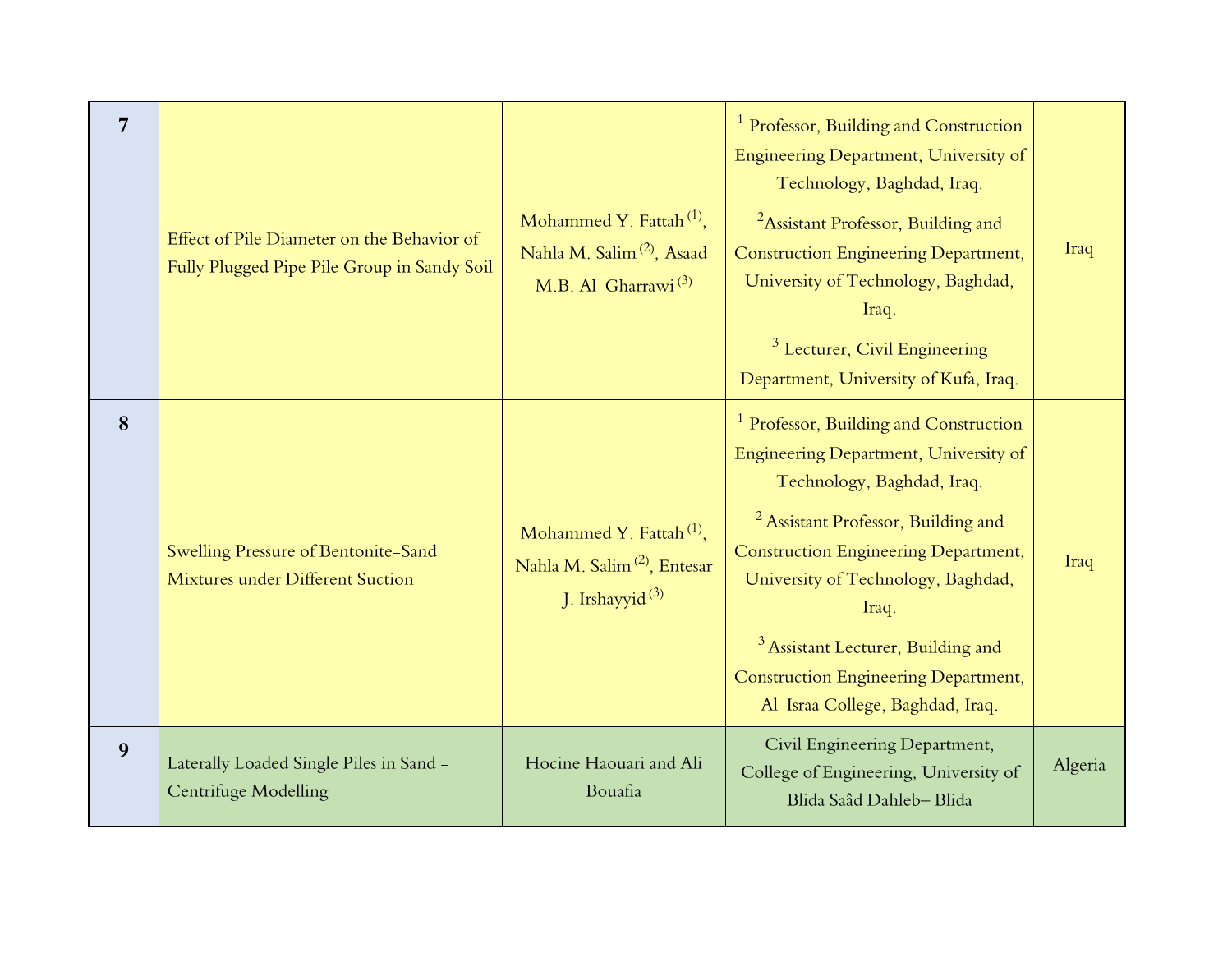| 7 | Effect of Pile Diameter on the Behavior of Fully Plugged Pipe Pile Group in Sandy Soil | Mohammed Y. Fattah [(1)], Nahla M. Salim [(2)], Asaad M.B. Al-Gharrawi [(3)] | [1] Professor, Building and Construction Engineering Department, University of Technology, Baghdad, Iraq. [2]Assistant Professor, Building and Construction Engineering Department, University of Technology, Baghdad, Iraq. [3] Lecturer, Civil Engineering Department, University of Kufa, Iraq. | Iraq |
|---|---|---|---|---|
| 8 | Swelling Pressure of Bentonite-Sand Mixtures under Different Suction | Mohammed Y. Fattah [(1)], Nahla M. Salim [(2)], Entesar J. Irshayyid [(3)] | [1] Professor, Building and Construction Engineering Department, University of Technology, Baghdad, Iraq. [2] Assistant Professor, Building and Construction Engineering Department, University of Technology, Baghdad, Iraq. [3] Assistant Lecturer, Building and Construction Engineering Department, Al-Israa College, Baghdad, Iraq. | Iraq |
| 9 | Laterally Loaded Single Piles in Sand - Centrifuge Modelling | Hocine Haouari and Ali Bouafia | Civil Engineering Department, College of Engineering, University of Blida Saâd Dahleb– Blida | Algeria |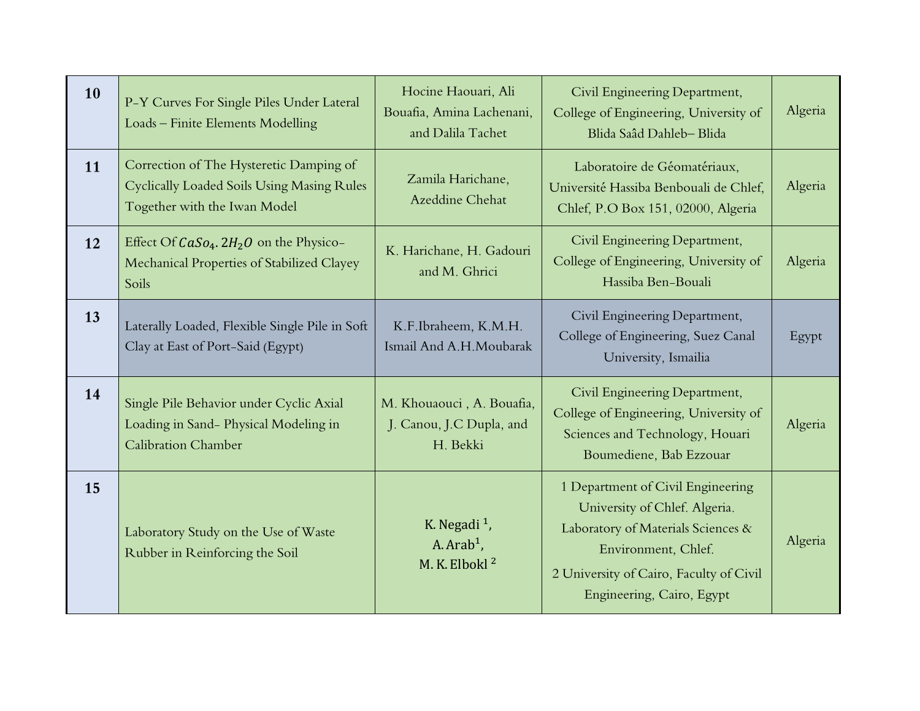| | | | | |
|---|---|---|---|---|
| **10** | P-Y Curves For Single Piles Under Lateral Loads – Finite Elements Modelling | Hocine Haouari, Ali Bouafia, Amina Lachenani, and Dalila Tachet | Civil Engineering Department, College of Engineering, University of Blida Saâd Dahleb– Blida | Algeria |
| **11** | Correction of The Hysteretic Damping of Cyclically Loaded Soils Using Masing Rules Together with the Iwan Model | Zamila Harichane, Azeddine Chehat | Laboratoire de Géomatériaux, Université Hassiba Benbouali de Chlef, Chlef, P.O Box 151, 02000, Algeria | Algeria |
| **12** | Effect Of $CaSo_4.2H_2O$ on the Physico-Mechanical Properties of Stabilized Clayey Soils | K. Harichane, H. Gadouri and M. Ghrici | Civil Engineering Department, College of Engineering, University of Hassiba Ben-Bouali | Algeria |
| **13** | Laterally Loaded, Flexible Single Pile in Soft Clay at East of Port-Said (Egypt) | K.F.Ibraheem, K.M.H. Ismail And A.H.Moubarak | Civil Engineering Department, College of Engineering, Suez Canal University, Ismailia | Egypt |
| **14** | Single Pile Behavior under Cyclic Axial Loading in Sand- Physical Modeling in Calibration Chamber | M. Khouaouci , A. Bouafia, J. Canou, J.C Dupla, and H. Bekki | Civil Engineering Department, College of Engineering, University of Sciences and Technology, Houari Boumediene, Bab Ezzouar | Algeria |
| **15** | Laboratory Study on the Use of Waste Rubber in Reinforcing the Soil | K. Negadi [1], A. Arab[1], M. K. Elbokl [2] | 1 Department of Civil Engineering University of Chlef. Algeria. Laboratory of Materials Sciences & Environment, Chlef. 2 University of Cairo, Faculty of Civil Engineering, Cairo, Egypt | Algeria |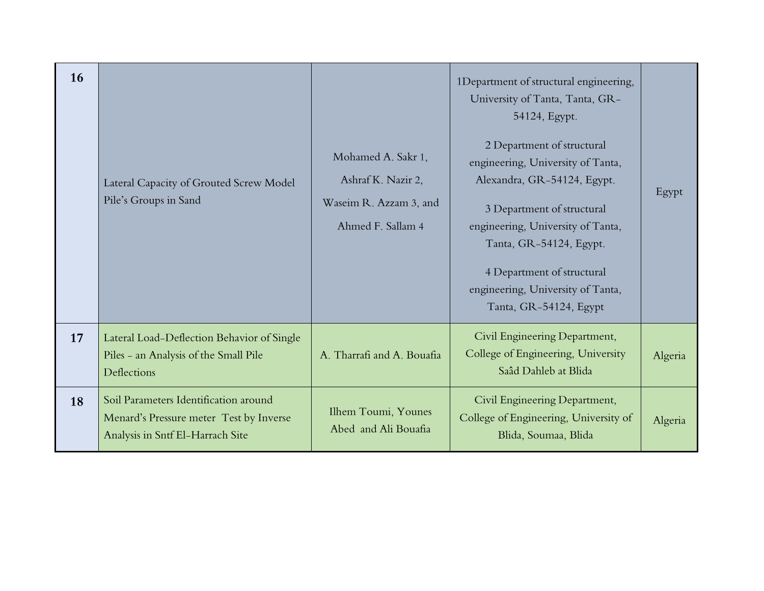| | | | | |
|---|---|---|---|---|
| **16** | Lateral Capacity of Grouted Screw Model Pile's Groups in Sand | Mohamed A. Sakr 1, Ashraf K. Nazir 2, Waseim R. Azzam 3, and Ahmed F. Sallam 4 | 1Department of structural engineering, University of Tanta, Tanta, GR-54124, Egypt.<br><br>2 Department of structural engineering, University of Tanta, Alexandra, GR-54124, Egypt.<br><br>3 Department of structural engineering, University of Tanta, Tanta, GR-54124, Egypt.<br><br>4 Department of structural engineering, University of Tanta, Tanta, GR-54124, Egypt | Egypt |
| **17** | Lateral Load-Deflection Behavior of Single Piles - an Analysis of the Small Pile Deflections | A. Tharrafi and A. Bouafia | Civil Engineering Department, College of Engineering, University Saâd Dahleb at Blida | Algeria |
| **18** | Soil Parameters Identification around Menard's Pressure meter Test by Inverse Analysis in Sntf El-Harrach Site | Ilhem Toumi, Younes Abed and Ali Bouafia | Civil Engineering Department, College of Engineering, University of Blida, Soumaa, Blida | Algeria |